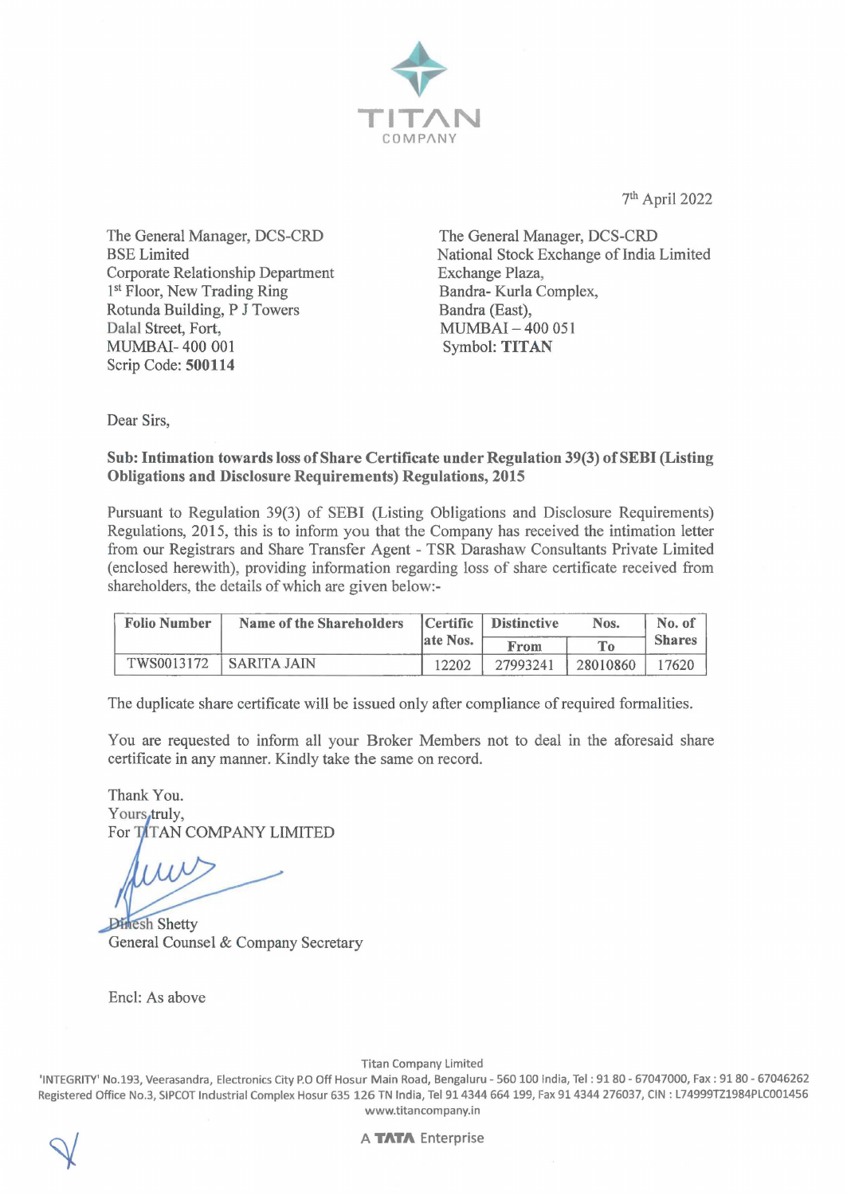TITAN
COMPANY

7th April 2022

The General Manager, DCS-CRD
BSE Limited
Corporate Relationship Department
1st Floor, New Trading Ring
Rotunda Building, P J Towers
Dalal Street, Fort,
MUMBAI- 400 001
Scrip Code: **500114**

The General Manager, DCS-CRD
National Stock Exchange of India Limited
Exchange Plaza,
Bandra- Kurla Complex,
Bandra (East),
MUMBAI – 400 051
Symbol: **TITAN**

Dear Sirs,

**Sub: Intimation towards loss of Share Certificate under Regulation 39(3) of SEBI (Listing Obligations and Disclosure Requirements) Regulations, 2015**

Pursuant to Regulation 39(3) of SEBI (Listing Obligations and Disclosure Requirements) Regulations, 2015, this is to inform you that the Company has received the intimation letter from our Registrars and Share Transfer Agent - TSR Darashaw Consultants Private Limited (enclosed herewith), providing information regarding loss of share certificate received from shareholders, the details of which are given below:-

| Folio Number | Name of the Shareholders | Certificate Nos. | Distinctive Nos. | | No. of Shares |
|---|---|---|---|---|---|
| | | | From | To | |
| TWS0013172 | SARITA JAIN | 12202 | 27993241 | 28010860 | 17620 |

The duplicate share certificate will be issued only after compliance of required formalities.

You are requested to inform all your Broker Members not to deal in the aforesaid share certificate in any manner. Kindly take the same on record.

Thank You.
Yours truly,
For TITAN COMPANY LIMITED

Dinesh Shetty
General Counsel & Company Secretary

Encl: As above

Titan Company Limited
'INTEGRITY' No.193, Veerasandra, Electronics City P.O Off Hosur Main Road, Bengaluru - 560 100 India, Tel : 91 80 - 67047000, Fax : 91 80 - 67046262
Registered Office No.3, SIPCOT Industrial Complex Hosur 635 126 TN India, Tel 91 4344 664 199, Fax 91 4344 276037, CIN : L74999TZ1984PLC001456
www.titancompany.in

A TATA Enterprise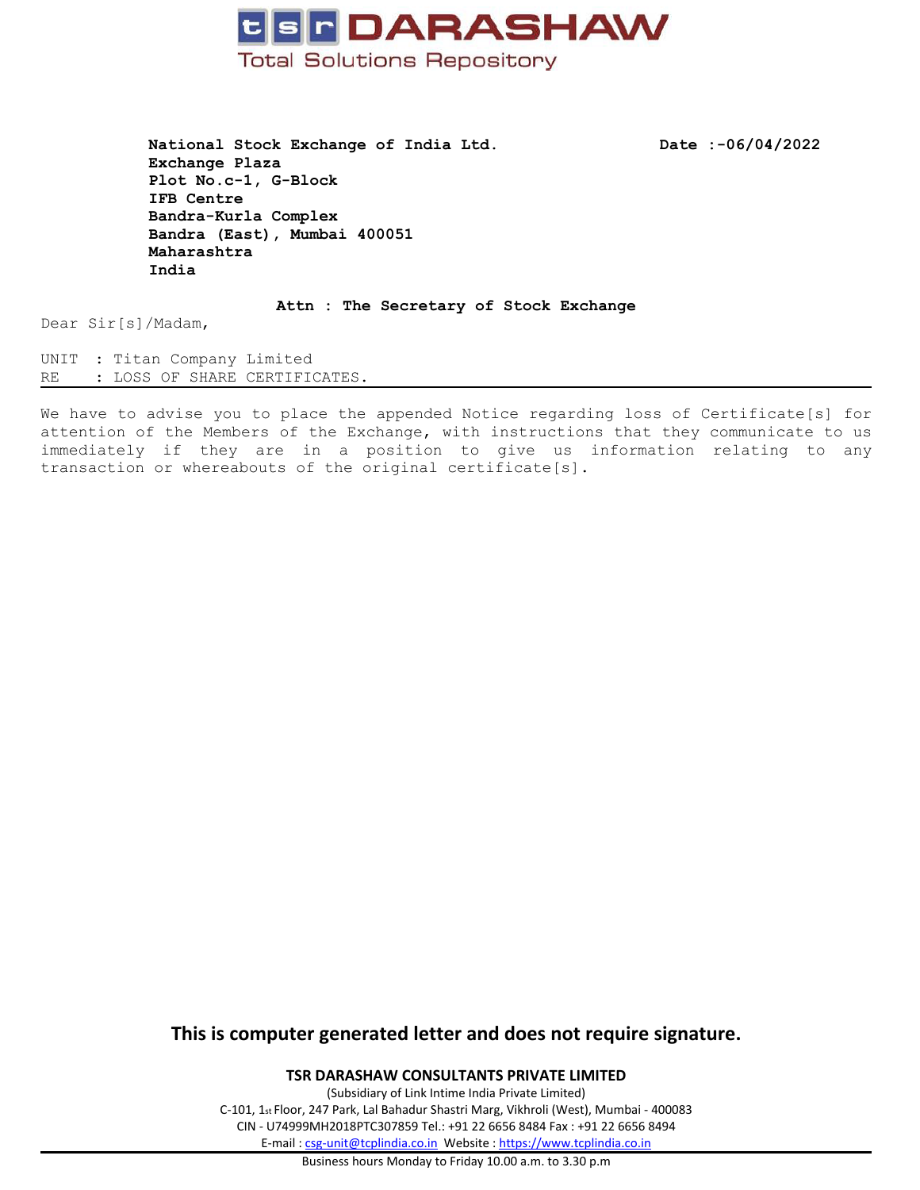# tsr DARASHAW

Total Solutions Repository

**National Stock Exchange of India Ltd.**
**Exchange Plaza**
**Plot No.c-1, G-Block**
**IFB Centre**
**Bandra-Kurla Complex**
**Bandra (East), Mumbai 400051**
**Maharashtra**
**India**

**Date :-06/04/2022**

**Attn : The Secretary of Stock Exchange**

Dear Sir[s]/Madam,

UNIT : Titan Company Limited
RE : LOSS OF SHARE CERTIFICATES.

---

We have to advise you to place the appended Notice regarding loss of Certificate[s] for attention of the Members of the Exchange, with instructions that they communicate to us immediately if they are in a position to give us information relating to any transaction or whereabouts of the original certificate[s].

**This is computer generated letter and does not require signature.**

**TSR DARASHAW CONSULTANTS PRIVATE LIMITED**
(Subsidiary of Link Intime India Private Limited)
C-101, 1st Floor, 247 Park, Lal Bahadur Shastri Marg, Vikhroli (West), Mumbai - 400083
CIN - U74999MH2018PTC307859 Tel.: +91 22 6656 8484 Fax : +91 22 6656 8494
E-mail : csg-unit@tcplindia.co.in Website : https://www.tcplindia.co.in

Business hours Monday to Friday 10.00 a.m. to 3.30 p.m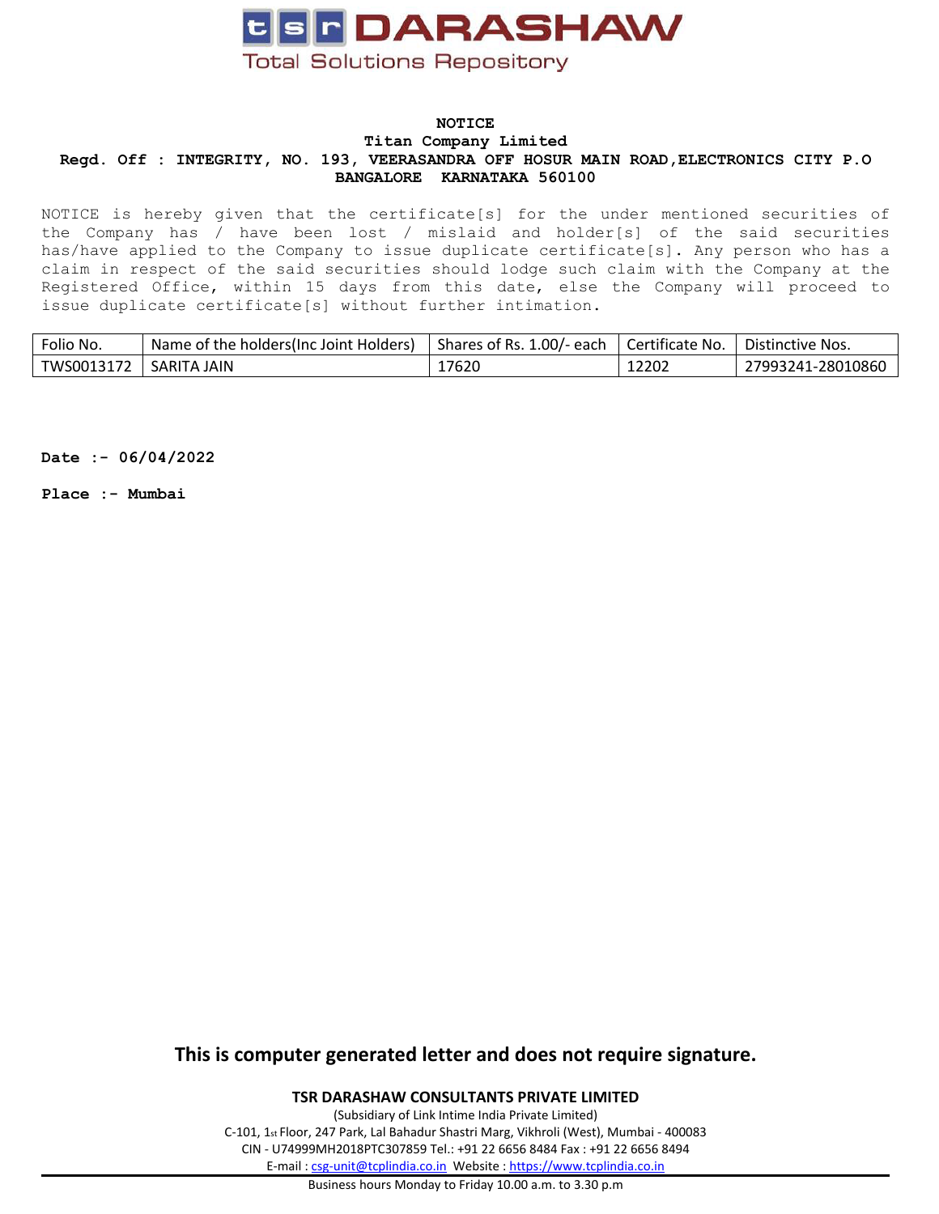**tsr DARASHAW**

Total Solutions Repository

**NOTICE**

**Titan Company Limited**

**Regd. Off : INTEGRITY, NO. 193, VEERASANDRA OFF HOSUR MAIN ROAD,ELECTRONICS CITY P.O BANGALORE KARNATAKA 560100**

NOTICE is hereby given that the certificate[s] for the under mentioned securities of the Company has / have been lost / mislaid and holder[s] of the said securities has/have applied to the Company to issue duplicate certificate[s]. Any person who has a claim in respect of the said securities should lodge such claim with the Company at the Registered Office, within 15 days from this date, else the Company will proceed to issue duplicate certificate[s] without further intimation.

| Folio No. | Name of the holders(Inc Joint Holders) | Shares of Rs. 1.00/- each | Certificate No. | Distinctive Nos. |
|---|---|---|---|---|
| TWS0013172 | SARITA JAIN | 17620 | 12202 | 27993241-28010860 |

**Date :- 06/04/2022**

**Place :- Mumbai**

**This is computer generated letter and does not require signature.**

**TSR DARASHAW CONSULTANTS PRIVATE LIMITED**

(Subsidiary of Link Intime India Private Limited)

C-101, 1st Floor, 247 Park, Lal Bahadur Shastri Marg, Vikhroli (West), Mumbai - 400083

CIN - U74999MH2018PTC307859 Tel.: +91 22 6656 8484 Fax : +91 22 6656 8494

E-mail : csg-unit@tcplindia.co.in Website : https://www.tcplindia.co.in

Business hours Monday to Friday 10.00 a.m. to 3.30 p.m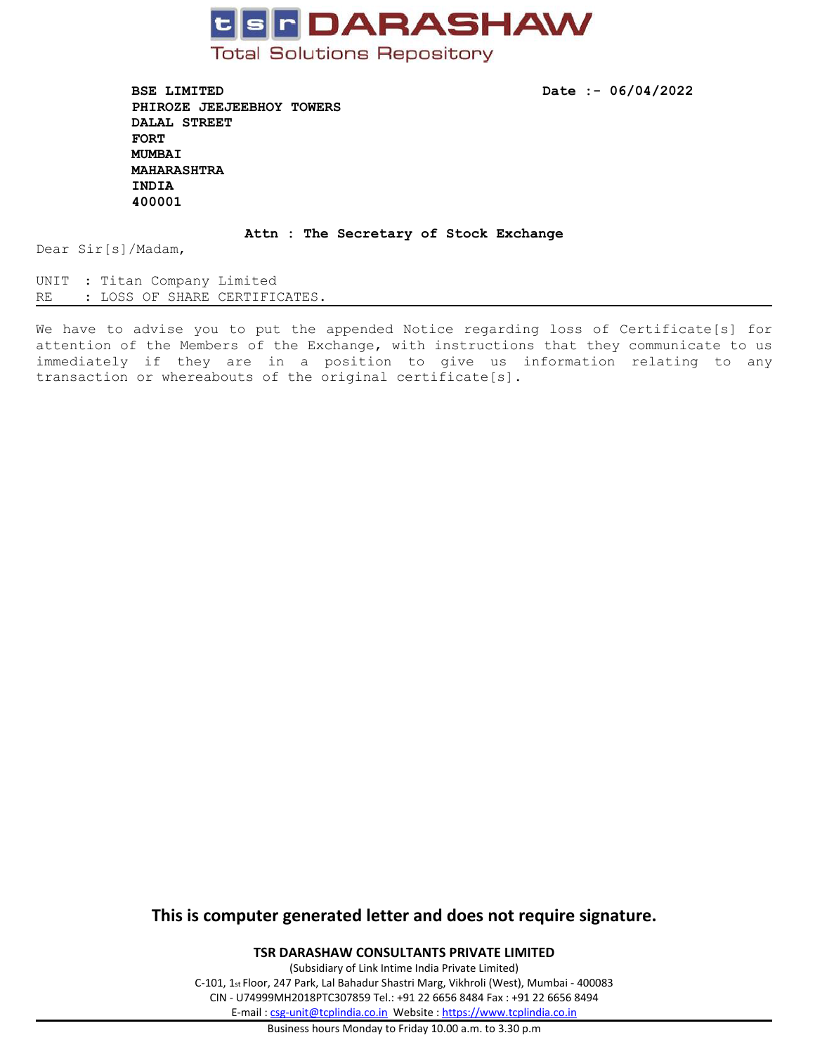**tsr DARASHAW**
Total Solutions Repository

**BSE LIMITED**
**PHIROZE JEEJEEBHOY TOWERS**
**DALAL STREET**
**FORT**
**MUMBAI**
**MAHARASHTRA**
**INDIA**
**400001**

**Date :- 06/04/2022**

**Attn : The Secretary of Stock Exchange**

Dear Sir[s]/Madam,

UNIT : Titan Company Limited
RE : LOSS OF SHARE CERTIFICATES.

---

We have to advise you to put the appended Notice regarding loss of Certificate[s] for attention of the Members of the Exchange, with instructions that they communicate to us immediately if they are in a position to give us information relating to any transaction or whereabouts of the original certificate[s].

**This is computer generated letter and does not require signature.**

**TSR DARASHAW CONSULTANTS PRIVATE LIMITED**
(Subsidiary of Link Intime India Private Limited)
C-101, 1st Floor, 247 Park, Lal Bahadur Shastri Marg, Vikhroli (West), Mumbai - 400083
CIN - U74999MH2018PTC307859 Tel.: +91 22 6656 8484 Fax : +91 22 6656 8494
E-mail : csg-unit@tcplindia.co.in Website : https://www.tcplindia.co.in

---

Business hours Monday to Friday 10.00 a.m. to 3.30 p.m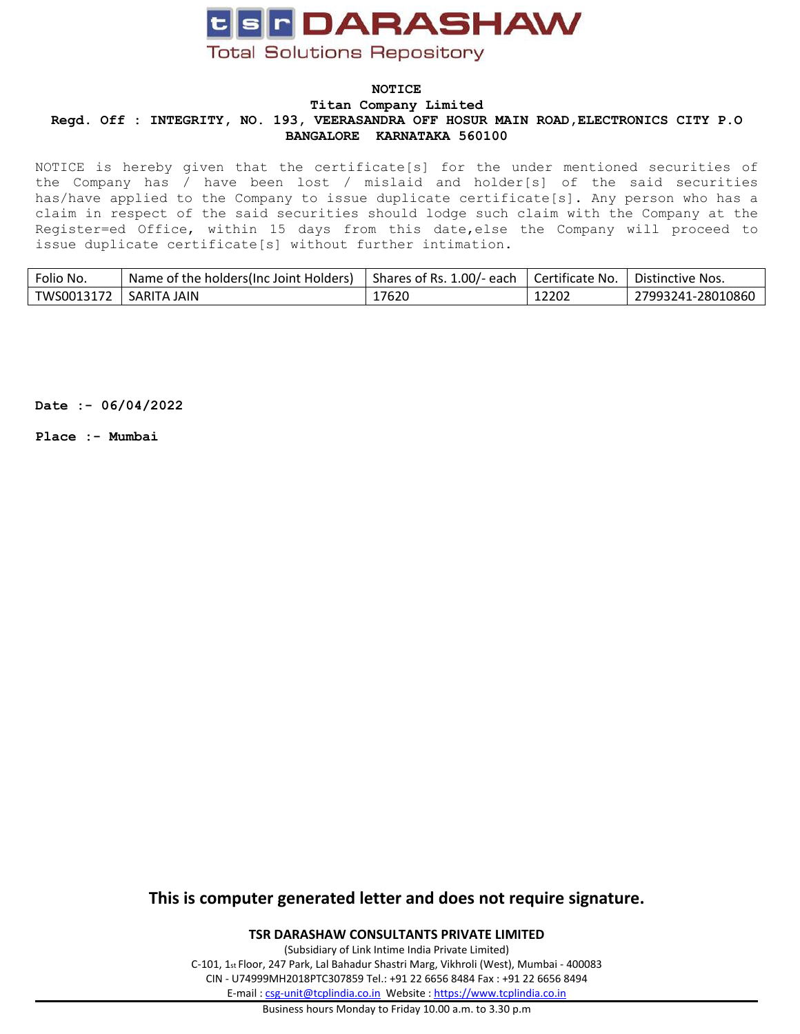**tsr DARASHAW**

Total Solutions Repository

**NOTICE**

**Titan Company Limited**

**Regd. Off : INTEGRITY, NO. 193, VEERASANDRA OFF HOSUR MAIN ROAD,ELECTRONICS CITY P.O BANGALORE KARNATAKA 560100**

NOTICE is hereby given that the certificate[s] for the under mentioned securities of the Company has / have been lost / mislaid and holder[s] of the said securities has/have applied to the Company to issue duplicate certificate[s]. Any person who has a claim in respect of the said securities should lodge such claim with the Company at the Register=ed Office, within 15 days from this date,else the Company will proceed to issue duplicate certificate[s] without further intimation.

| Folio No. | Name of the holders(Inc Joint Holders) | Shares of Rs. 1.00/- each | Certificate No. | Distinctive Nos. |
|---|---|---|---|---|
| TWS0013172 | SARITA JAIN | 17620 | 12202 | 27993241-28010860 |

**Date :- 06/04/2022**

**Place :- Mumbai**

**This is computer generated letter and does not require signature.**

**TSR DARASHAW CONSULTANTS PRIVATE LIMITED**

(Subsidiary of Link Intime India Private Limited)

C-101, 1st Floor, 247 Park, Lal Bahadur Shastri Marg, Vikhroli (West), Mumbai - 400083

CIN - U74999MH2018PTC307859 Tel.: +91 22 6656 8484 Fax : +91 22 6656 8494

E-mail : csg-unit@tcplindia.co.in Website : https://www.tcplindia.co.in

Business hours Monday to Friday 10.00 a.m. to 3.30 p.m